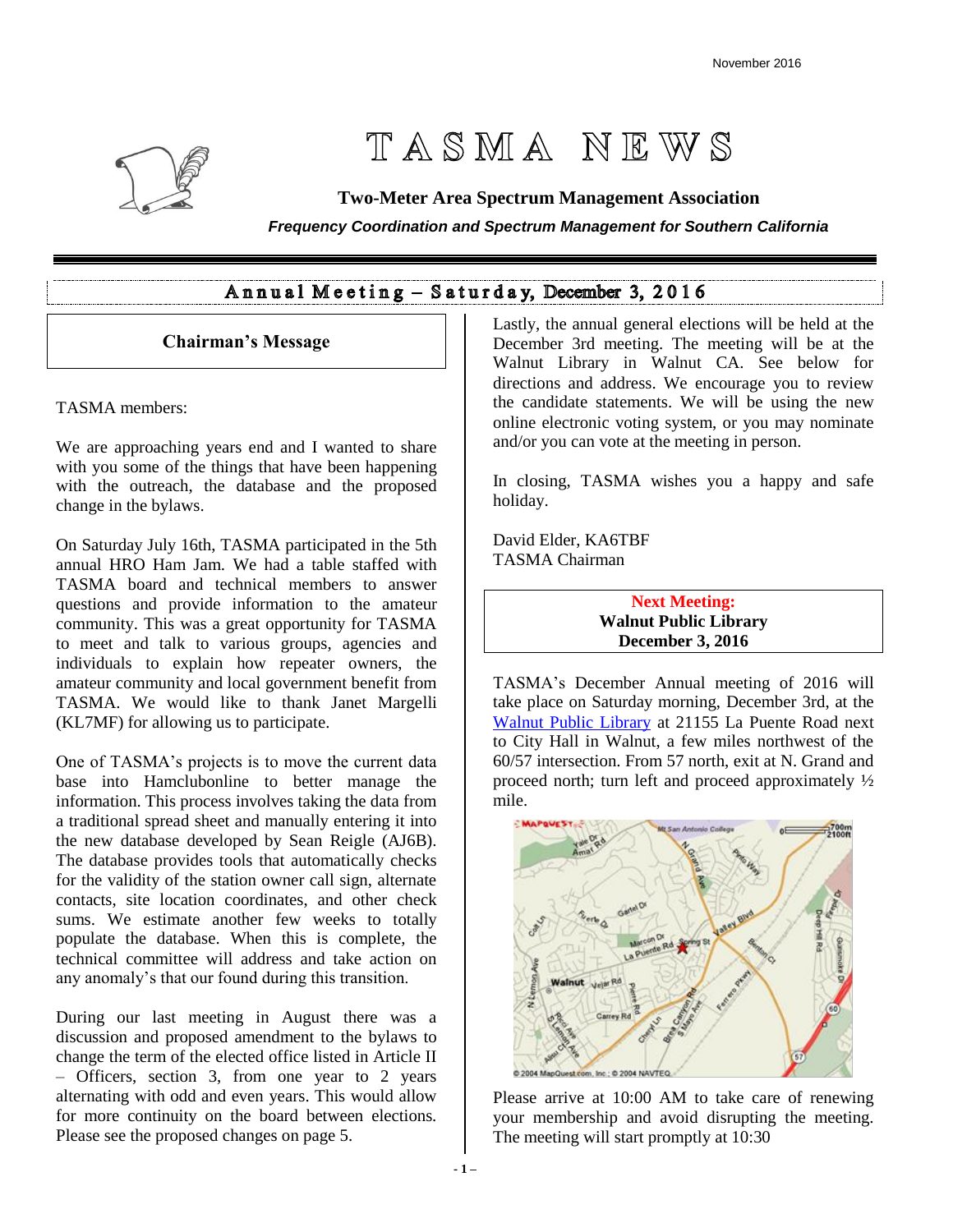# TASMA NEWS

**Two-Meter Area Spectrum Management Association**

***Frequency Coordination and Spectrum Management for Southern California***

## Annual Meeting – Saturday, December 3, 2016

### Chairman's Message

TASMA members:

We are approaching years end and I wanted to share with you some of the things that have been happening with the outreach, the database and the proposed change in the bylaws.

On Saturday July 16th, TASMA participated in the 5th annual HRO Ham Jam. We had a table staffed with TASMA board and technical members to answer questions and provide information to the amateur community. This was a great opportunity for TASMA to meet and talk to various groups, agencies and individuals to explain how repeater owners, the amateur community and local government benefit from TASMA. We would like to thank Janet Margelli (KL7MF) for allowing us to participate.

One of TASMA's projects is to move the current data base into Hamclubonline to better manage the information. This process involves taking the data from a traditional spread sheet and manually entering it into the new database developed by Sean Reigle (AJ6B). The database provides tools that automatically checks for the validity of the station owner call sign, alternate contacts, site location coordinates, and other check sums. We estimate another few weeks to totally populate the database. When this is complete, the technical committee will address and take action on any anomaly's that our found during this transition.

During our last meeting in August there was a discussion and proposed amendment to the bylaws to change the term of the elected office listed in Article II – Officers, section 3, from one year to 2 years alternating with odd and even years. This would allow for more continuity on the board between elections. Please see the proposed changes on page 5.

Lastly, the annual general elections will be held at the December 3rd meeting. The meeting will be at the Walnut Library in Walnut CA. See below for directions and address. We encourage you to review the candidate statements. We will be using the new online electronic voting system, or you may nominate and/or you can vote at the meeting in person.

In closing, TASMA wishes you a happy and safe holiday.

David Elder, KA6TBF
TASMA Chairman

**Next Meeting:**
**Walnut Public Library**
**December 3, 2016**

TASMA's December Annual meeting of 2016 will take place on Saturday morning, December 3rd, at the Walnut Public Library at 21155 La Puente Road next to City Hall in Walnut, a few miles northwest of the 60/57 intersection. From 57 north, exit at N. Grand and proceed north; turn left and proceed approximately ½ mile.

Please arrive at 10:00 AM to take care of renewing your membership and avoid disrupting the meeting. The meeting will start promptly at 10:30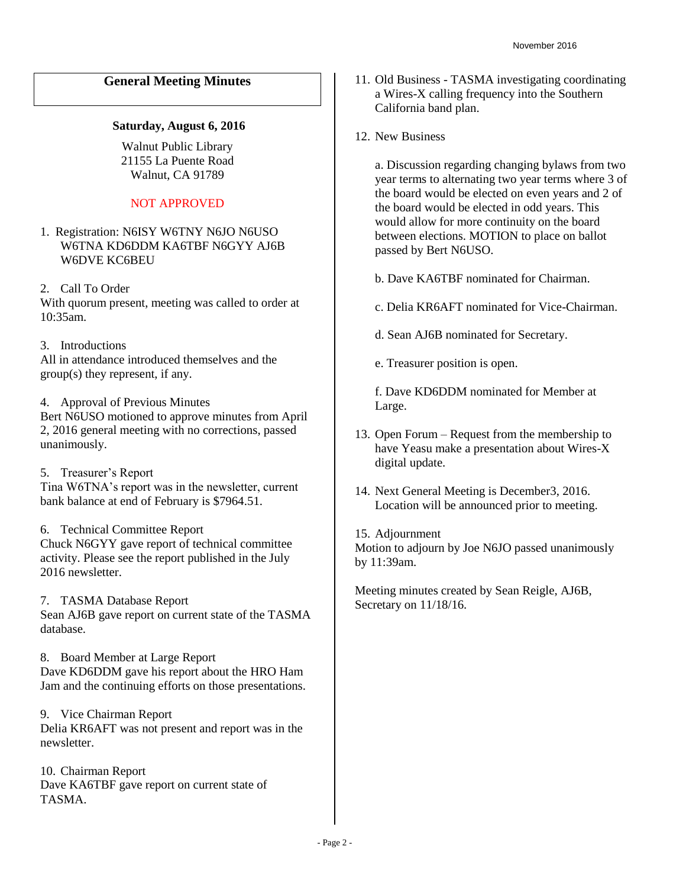## General Meeting Minutes

**Saturday, August 6, 2016**

Walnut Public Library
21155 La Puente Road
Walnut, CA 91789

NOT APPROVED

1. Registration: N6ISY W6TNY N6JO N6USO W6TNA KD6DDM KA6TBF N6GYY AJ6B W6DVE KC6BEU

2. Call To Order

With quorum present, meeting was called to order at 10:35am.

3. Introductions

All in attendance introduced themselves and the group(s) they represent, if any.

4. Approval of Previous Minutes

Bert N6USO motioned to approve minutes from April 2, 2016 general meeting with no corrections, passed unanimously.

5. Treasurer's Report

Tina W6TNA's report was in the newsletter, current bank balance at end of February is $7964.51.

6. Technical Committee Report

Chuck N6GYY gave report of technical committee activity. Please see the report published in the July 2016 newsletter.

7. TASMA Database Report

Sean AJ6B gave report on current state of the TASMA database.

8. Board Member at Large Report

Dave KD6DDM gave his report about the HRO Ham Jam and the continuing efforts on those presentations.

9. Vice Chairman Report

Delia KR6AFT was not present and report was in the newsletter.

10. Chairman Report

Dave KA6TBF gave report on current state of TASMA.

11. Old Business - TASMA investigating coordinating a Wires-X calling frequency into the Southern California band plan.

12. New Business

   a. Discussion regarding changing bylaws from two year terms to alternating two year terms where 3 of the board would be elected on even years and 2 of the board would be elected in odd years. This would allow for more continuity on the board between elections. MOTION to place on ballot passed by Bert N6USO.

   b. Dave KA6TBF nominated for Chairman.

   c. Delia KR6AFT nominated for Vice-Chairman.

   d. Sean AJ6B nominated for Secretary.

   e. Treasurer position is open.

   f. Dave KD6DDM nominated for Member at Large.

13. Open Forum – Request from the membership to have Yeasu make a presentation about Wires-X digital update.

14. Next General Meeting is December3, 2016. Location will be announced prior to meeting.

15. Adjournment

Motion to adjourn by Joe N6JO passed unanimously by 11:39am.

Meeting minutes created by Sean Reigle, AJ6B, Secretary on 11/18/16.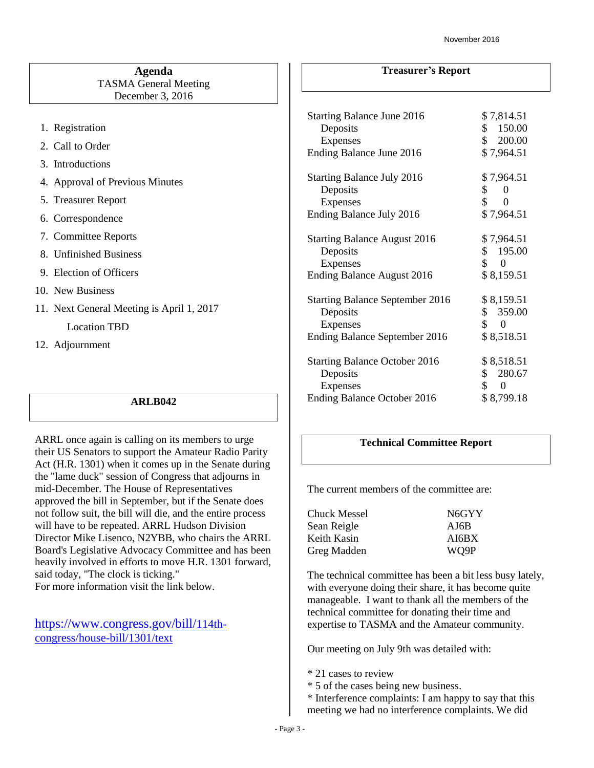## Agenda

TASMA General Meeting
December 3, 2016

1. Registration
2. Call to Order
3. Introductions
4. Approval of Previous Minutes
5. Treasurer Report
6. Correspondence
7. Committee Reports
8. Unfinished Business
9. Election of Officers
10. New Business
11. Next General Meeting is April 1, 2017

    Location TBD
12. Adjournment

## ARLB042

ARRL once again is calling on its members to urge their US Senators to support the Amateur Radio Parity Act (H.R. 1301) when it comes up in the Senate during the "lame duck" session of Congress that adjourns in mid-December. The House of Representatives approved the bill in September, but if the Senate does not follow suit, the bill will die, and the entire process will have to be repeated. ARRL Hudson Division Director Mike Lisenco, N2YBB, who chairs the ARRL Board's Legislative Advocacy Committee and has been heavily involved in efforts to move H.R. 1301 forward, said today, "The clock is ticking."
For more information visit the link below.

https://www.congress.gov/bill/114th-congress/house-bill/1301/text

## Treasurer's Report

| | |
|---|---|
| Starting Balance June 2016 | $ 7,814.51 |
| Deposits | $ 150.00 |
| Expenses | $ 200.00 |
| Ending Balance June 2016 | $ 7,964.51 |
| | |
| Starting Balance July 2016 | $ 7,964.51 |
| Deposits | $ 0 |
| Expenses | $ 0 |
| Ending Balance July 2016 | $ 7,964.51 |
| | |
| Starting Balance August 2016 | $ 7,964.51 |
| Deposits | $ 195.00 |
| Expenses | $ 0 |
| Ending Balance August 2016 | $ 8,159.51 |
| | |
| Starting Balance September 2016 | $ 8,159.51 |
| Deposits | $ 359.00 |
| Expenses | $ 0 |
| Ending Balance September 2016 | $ 8,518.51 |
| | |
| Starting Balance October 2016 | $ 8,518.51 |
| Deposits | $ 280.67 |
| Expenses | $ 0 |
| Ending Balance October 2016 | $ 8,799.18 |

## Technical Committee Report

The current members of the committee are:

| | |
|---|---|
| Chuck Messel | N6GYY |
| Sean Reigle | AJ6B |
| Keith Kasin | AI6BX |
| Greg Madden | WQ9P |

The technical committee has been a bit less busy lately, with everyone doing their share, it has become quite manageable. I want to thank all the members of the technical committee for donating their time and expertise to TASMA and the Amateur community.

Our meeting on July 9th was detailed with:

* 21 cases to review
* 5 of the cases being new business.
* Interference complaints: I am happy to say that this meeting we had no interference complaints. We did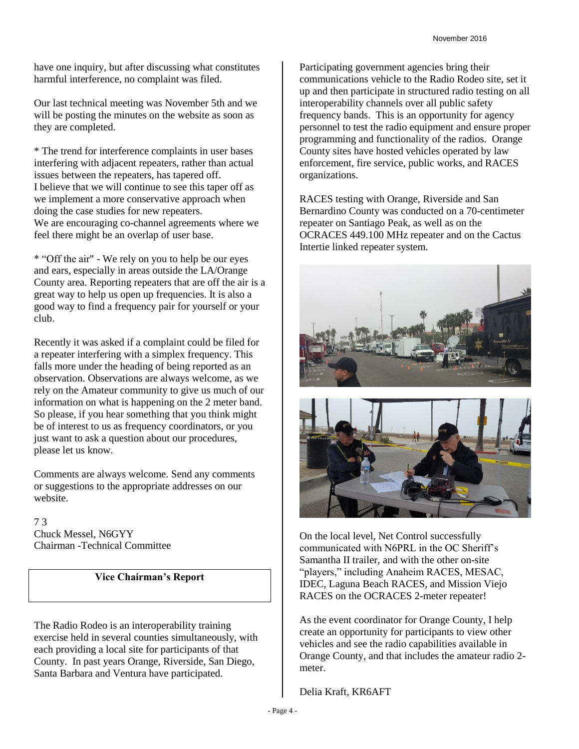have one inquiry, but after discussing what constitutes harmful interference, no complaint was filed.

Our last technical meeting was November 5th and we will be posting the minutes on the website as soon as they are completed.

* The trend for interference complaints in user bases interfering with adjacent repeaters, rather than actual issues between the repeaters, has tapered off.
I believe that we will continue to see this taper off as we implement a more conservative approach when doing the case studies for new repeaters.
We are encouraging co-channel agreements where we feel there might be an overlap of user base.

* "Off the air" - We rely on you to help be our eyes and ears, especially in areas outside the LA/Orange County area. Reporting repeaters that are off the air is a great way to help us open up frequencies. It is also a good way to find a frequency pair for yourself or your club.

Recently it was asked if a complaint could be filed for a repeater interfering with a simplex frequency. This falls more under the heading of being reported as an observation. Observations are always welcome, as we rely on the Amateur community to give us much of our information on what is happening on the 2 meter band. So please, if you hear something that you think might be of interest to us as frequency coordinators, or you just want to ask a question about our procedures, please let us know.

Comments are always welcome. Send any comments or suggestions to the appropriate addresses on our website.

7 3
Chuck Messel, N6GYY
Chairman -Technical Committee

## Vice Chairman's Report

The Radio Rodeo is an interoperability training exercise held in several counties simultaneously, with each providing a local site for participants of that County. In past years Orange, Riverside, San Diego, Santa Barbara and Ventura have participated.

Participating government agencies bring their communications vehicle to the Radio Rodeo site, set it up and then participate in structured radio testing on all interoperability channels over all public safety frequency bands. This is an opportunity for agency personnel to test the radio equipment and ensure proper programming and functionality of the radios. Orange County sites have hosted vehicles operated by law enforcement, fire service, public works, and RACES organizations.

RACES testing with Orange, Riverside and San Bernardino County was conducted on a 70-centimeter repeater on Santiago Peak, as well as on the OCRACES 449.100 MHz repeater and on the Cactus Intertie linked repeater system.

On the local level, Net Control successfully communicated with N6PRL in the OC Sheriff's Samantha II trailer, and with the other on-site "players," including Anaheim RACES, MESAC, IDEC, Laguna Beach RACES, and Mission Viejo RACES on the OCRACES 2-meter repeater!

As the event coordinator for Orange County, I help create an opportunity for participants to view other vehicles and see the radio capabilities available in Orange County, and that includes the amateur radio 2-meter.

Delia Kraft, KR6AFT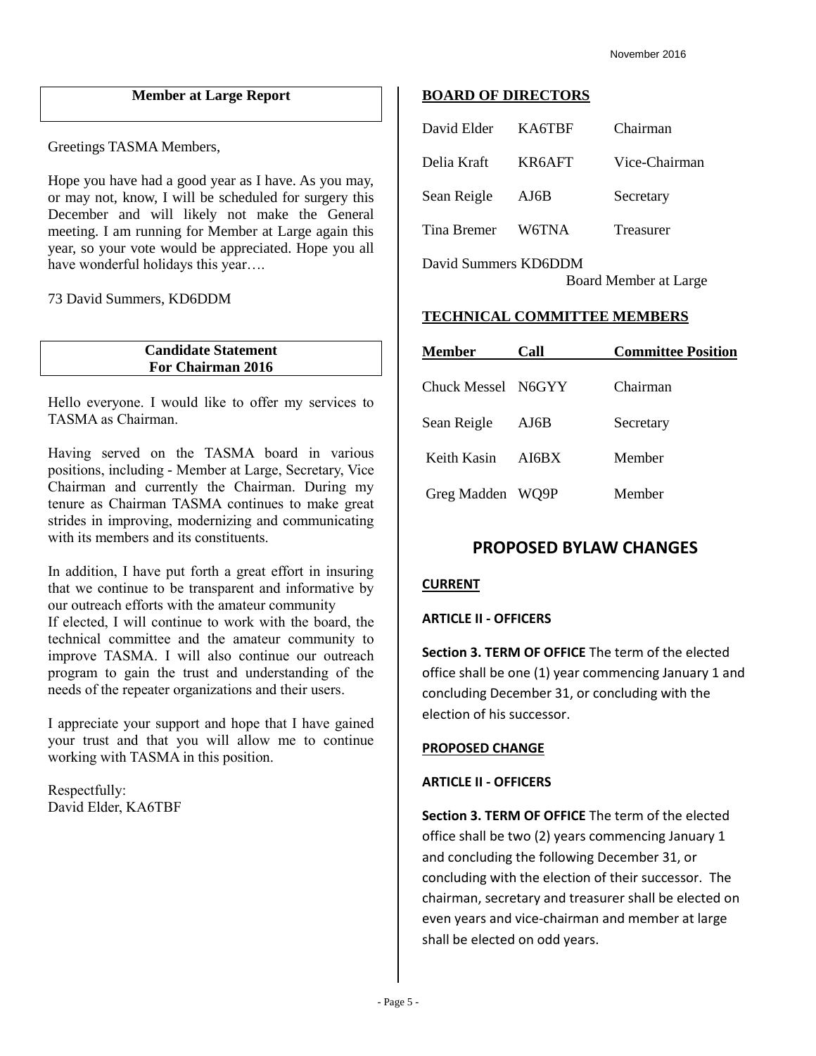## Member at Large Report

Greetings TASMA Members,

Hope you have had a good year as I have. As you may, or may not, know, I will be scheduled for surgery this December and will likely not make the General meeting. I am running for Member at Large again this year, so your vote would be appreciated. Hope you all have wonderful holidays this year….

73 David Summers, KD6DDM

## Candidate Statement For Chairman 2016

Hello everyone. I would like to offer my services to TASMA as Chairman.

Having served on the TASMA board in various positions, including - Member at Large, Secretary, Vice Chairman and currently the Chairman. During my tenure as Chairman TASMA continues to make great strides in improving, modernizing and communicating with its members and its constituents.

In addition, I have put forth a great effort in insuring that we continue to be transparent and informative by our outreach efforts with the amateur community
If elected, I will continue to work with the board, the technical committee and the amateur community to improve TASMA. I will also continue our outreach program to gain the trust and understanding of the needs of the repeater organizations and their users.

I appreciate your support and hope that I have gained your trust and that you will allow me to continue working with TASMA in this position.

Respectfully:
David Elder, KA6TBF

## BOARD OF DIRECTORS

| | | |
|---|---|---|
| David Elder | KA6TBF | Chairman |
| Delia Kraft | KR6AFT | Vice-Chairman |
| Sean Reigle | AJ6B | Secretary |
| Tina Bremer | W6TNA | Treasurer |
| David Summers | KD6DDM | Board Member at Large |

## TECHNICAL COMMITTEE MEMBERS

| Member | Call | Committee Position |
|---|---|---|
| Chuck Messel | N6GYY | Chairman |
| Sean Reigle | AJ6B | Secretary |
| Keith Kasin | AI6BX | Member |
| Greg Madden | WQ9P | Member |

## PROPOSED BYLAW CHANGES

**CURRENT**

**ARTICLE II - OFFICERS**

**Section 3. TERM OF OFFICE** The term of the elected office shall be one (1) year commencing January 1 and concluding December 31, or concluding with the election of his successor.

**PROPOSED CHANGE**

**ARTICLE II - OFFICERS**

**Section 3. TERM OF OFFICE** The term of the elected office shall be two (2) years commencing January 1 and concluding the following December 31, or concluding with the election of their successor. The chairman, secretary and treasurer shall be elected on even years and vice-chairman and member at large shall be elected on odd years.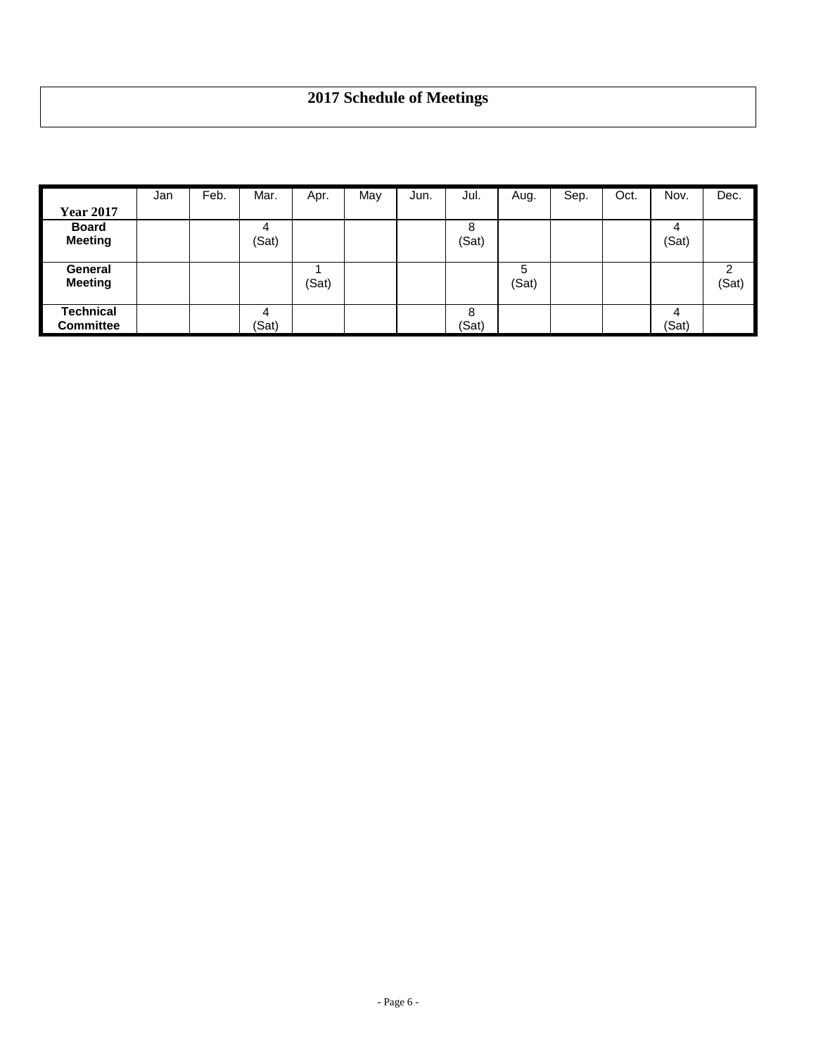# 2017 Schedule of Meetings

| Year 2017 | Jan | Feb. | Mar. | Apr. | May | Jun. | Jul. | Aug. | Sep. | Oct. | Nov. | Dec. |
|---|---|---|---|---|---|---|---|---|---|---|---|---|
| **Board Meeting** | | | 4 (Sat) | | | | 8 (Sat) | | | | 4 (Sat) | |
| **General Meeting** | | | | 1 (Sat) | | | | 5 (Sat) | | | | 2 (Sat) |
| **Technical Committee** | | | 4 (Sat) | | | | 8 (Sat) | | | | 4 (Sat) | |